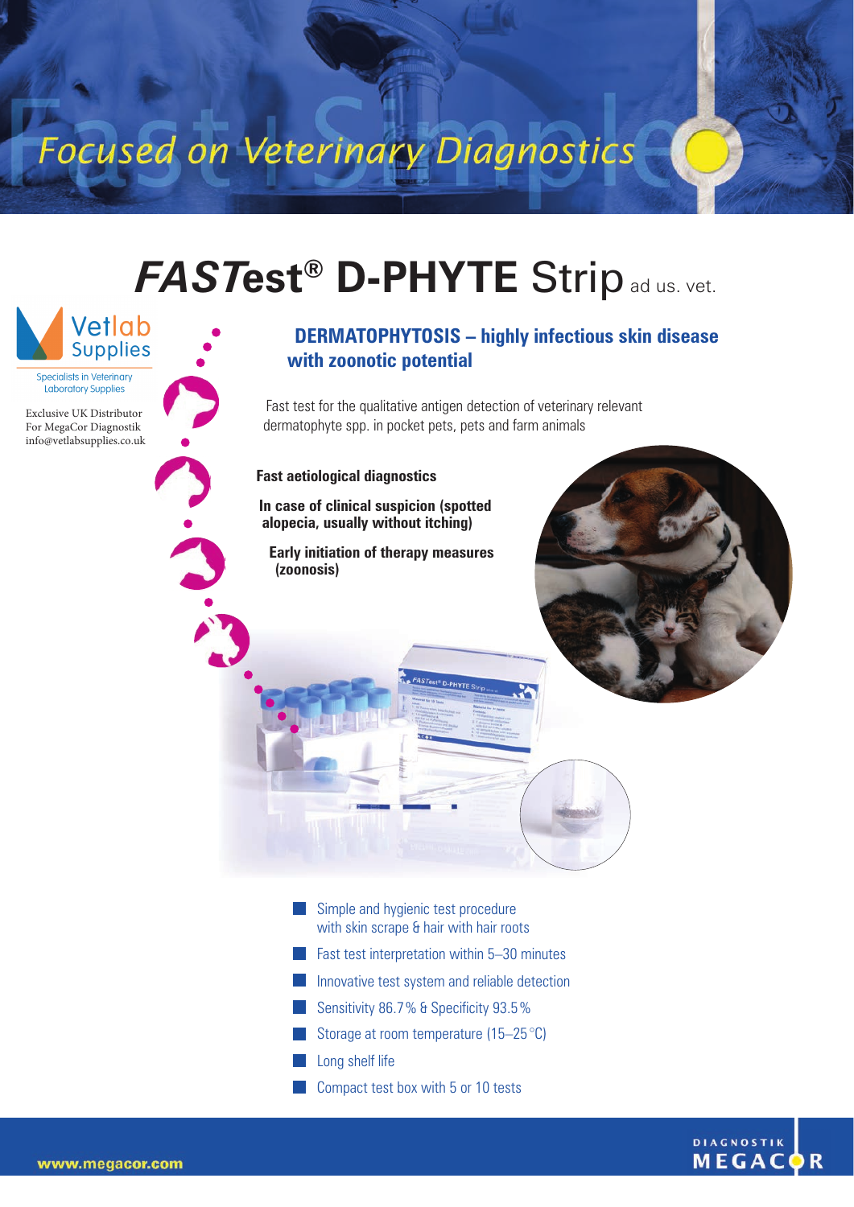Focused on Veterinary Diagnostics

# *FASTest*® D-PHYTE Strip ad us. vet.

Vetlab Supplies

Specialists in Veterinary Laboratory Supplies

Exclusive UK Distributor
For MegaCor Diagnostik
info@vetlabsupplies.co.uk

## DERMATOPHYTOSIS – highly infectious skin disease with zoonotic potential

Fast test for the qualitative antigen detection of veterinary relevant dermatophyte spp. in pocket pets, pets and farm animals

**Fast aetiological diagnostics**

**In case of clinical suspicion (spotted alopecia, usually without itching)**

**Early initiation of therapy measures (zoonosis)**

- Simple and hygienic test procedure with skin scrape & hair with hair roots
- Fast test interpretation within 5–30 minutes
- Innovative test system and reliable detection
- Sensitivity 86.7 % & Specificity 93.5 %
- Storage at room temperature (15–25 °C)
- Long shelf life
- Compact test box with 5 or 10 tests

www.megacor.com

DIAGNOSTIK MEGACOR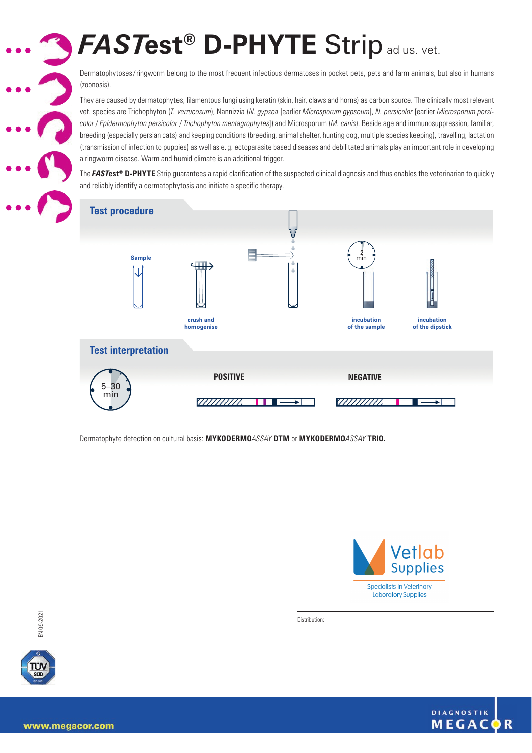# *FASTest*® D-PHYTE Strip ad us. vet.

Dermatophytoses/ringworm belong to the most frequent infectious dermatoses in pocket pets, pets and farm animals, but also in humans (zoonosis).

They are caused by dermatophytes, filamentous fungi using keratin (skin, hair, claws and horns) as carbon source. The clinically most relevant vet. species are Trichophyton (*T. verrucosum*), Nannizzia (*N. gypsea* [earlier *Microsporum gypseum*], *N. persicolor* [earlier *Microsporum persicolor* / *Epidermophyton persicolor* / *Trichophyton mentagrophytes*]) and Microsporum (*M. canis*). Beside age and immunosuppression, familiar, breeding (especially persian cats) and keeping conditions (breeding, animal shelter, hunting dog, multiple species keeping), travelling, lactation (transmission of infection to puppies) as well as e.g. ectoparasite based diseases and debilitated animals play an important role in developing a ringworm disease. Warm and humid climate is an additional trigger.

The ***FASTest*® D-PHYTE** Strip guarantees a rapid clarification of the suspected clinical diagnosis and thus enables the veterinarian to quickly and reliably identify a dermatophytosis and initiate a specific therapy.

## Test procedure

Sample

crush and homogenise

2 min

incubation of the sample

incubation of the dipstick

## Test interpretation

5–30 min

POSITIVE

NEGATIVE

Dermatophyte detection on cultural basis: **MYKODERMO***ASSAY* **DTM** or **MYKODERMO***ASSAY* **TRIO.**

Vetlab Supplies

Specialists in Veterinary Laboratory Supplies

Distribution:

EN 09-2021

www.megacor.com

DIAGNOSTIK MEGACOR